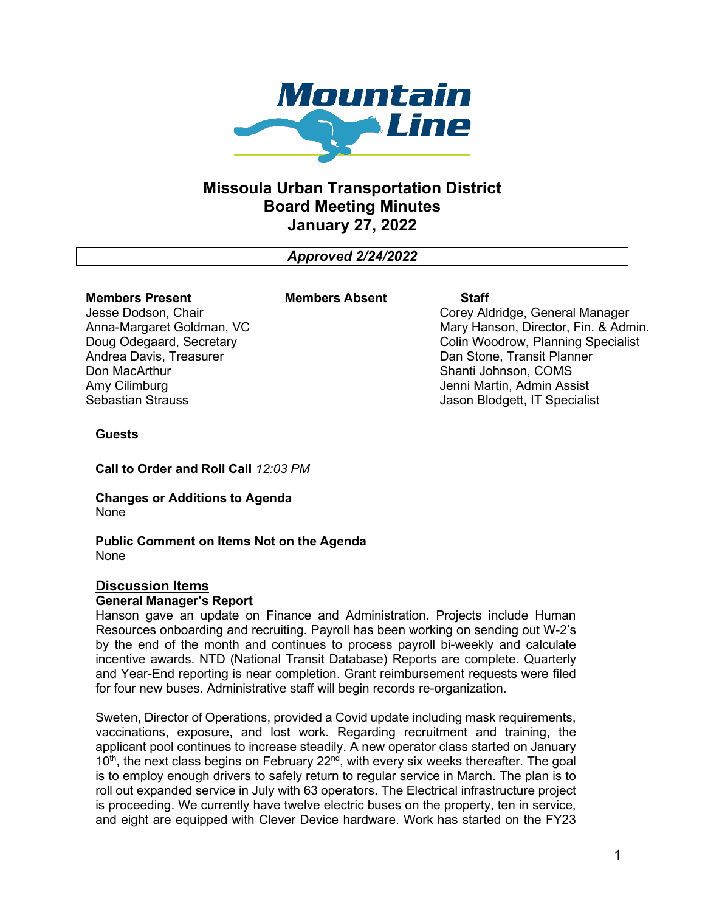# Missoula Urban Transportation District
## Board Meeting Minutes
## January 27, 2022

***Approved 2/24/2022***

| Members Present | Members Absent | Staff |
|---|---|---|
| Jesse Dodson, Chair | | Corey Aldridge, General Manager |
| Anna-Margaret Goldman, VC | | Mary Hanson, Director, Fin. & Admin. |
| Doug Odegaard, Secretary | | Colin Woodrow, Planning Specialist |
| Andrea Davis, Treasurer | | Dan Stone, Transit Planner |
| Don MacArthur | | Shanti Johnson, COMS |
| Amy Cilimburg | | Jenni Martin, Admin Assist |
| Sebastian Strauss | | Jason Blodgett, IT Specialist |

**Guests**

**Call to Order and Roll Call** *12:03 PM*

**Changes or Additions to Agenda**
None

**Public Comment on Items Not on the Agenda**
None

## Discussion Items

**General Manager's Report**

Hanson gave an update on Finance and Administration. Projects include Human Resources onboarding and recruiting. Payroll has been working on sending out W-2's by the end of the month and continues to process payroll bi-weekly and calculate incentive awards. NTD (National Transit Database) Reports are complete. Quarterly and Year-End reporting is near completion. Grant reimbursement requests were filed for four new buses. Administrative staff will begin records re-organization.

Sweten, Director of Operations, provided a Covid update including mask requirements, vaccinations, exposure, and lost work. Regarding recruitment and training, the applicant pool continues to increase steadily. A new operator class started on January 10th, the next class begins on February 22nd, with every six weeks thereafter. The goal is to employ enough drivers to safely return to regular service in March. The plan is to roll out expanded service in July with 63 operators. The Electrical infrastructure project is proceeding. We currently have twelve electric buses on the property, ten in service, and eight are equipped with Clever Device hardware. Work has started on the FY23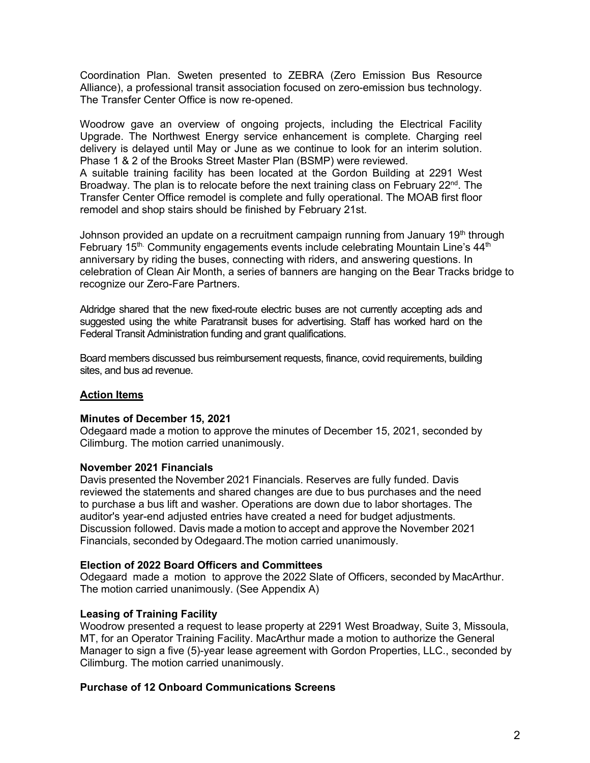Coordination Plan. Sweten presented to ZEBRA (Zero Emission Bus Resource Alliance), a professional transit association focused on zero-emission bus technology. The Transfer Center Office is now re-opened.

Woodrow gave an overview of ongoing projects, including the Electrical Facility Upgrade. The Northwest Energy service enhancement is complete. Charging reel delivery is delayed until May or June as we continue to look for an interim solution. Phase 1 & 2 of the Brooks Street Master Plan (BSMP) were reviewed.
A suitable training facility has been located at the Gordon Building at 2291 West Broadway. The plan is to relocate before the next training class on February 22nd. The Transfer Center Office remodel is complete and fully operational. The MOAB first floor remodel and shop stairs should be finished by February 21st.

Johnson provided an update on a recruitment campaign running from January 19th through February 15th. Community engagements events include celebrating Mountain Line's 44th anniversary by riding the buses, connecting with riders, and answering questions. In celebration of Clean Air Month, a series of banners are hanging on the Bear Tracks bridge to recognize our Zero-Fare Partners.

Aldridge shared that the new fixed-route electric buses are not currently accepting ads and suggested using the white Paratransit buses for advertising. Staff has worked hard on the Federal Transit Administration funding and grant qualifications.

Board members discussed bus reimbursement requests, finance, covid requirements, building sites, and bus ad revenue.

**Action Items**

**Minutes of December 15, 2021**
Odegaard made a motion to approve the minutes of December 15, 2021, seconded by Cilimburg. The motion carried unanimously.

**November 2021 Financials**
Davis presented the November 2021 Financials. Reserves are fully funded. Davis reviewed the statements and shared changes are due to bus purchases and the need to purchase a bus lift and washer. Operations are down due to labor shortages. The auditor's year-end adjusted entries have created a need for budget adjustments. Discussion followed. Davis made a motion to accept and approve the November 2021 Financials, seconded by Odegaard.The motion carried unanimously.

**Election of 2022 Board Officers and Committees**
Odegaard made a motion to approve the 2022 Slate of Officers, seconded by MacArthur. The motion carried unanimously. (See Appendix A)

**Leasing of Training Facility**
Woodrow presented a request to lease property at 2291 West Broadway, Suite 3, Missoula, MT, for an Operator Training Facility. MacArthur made a motion to authorize the General Manager to sign a five (5)-year lease agreement with Gordon Properties, LLC., seconded by Cilimburg. The motion carried unanimously.

**Purchase of 12 Onboard Communications Screens**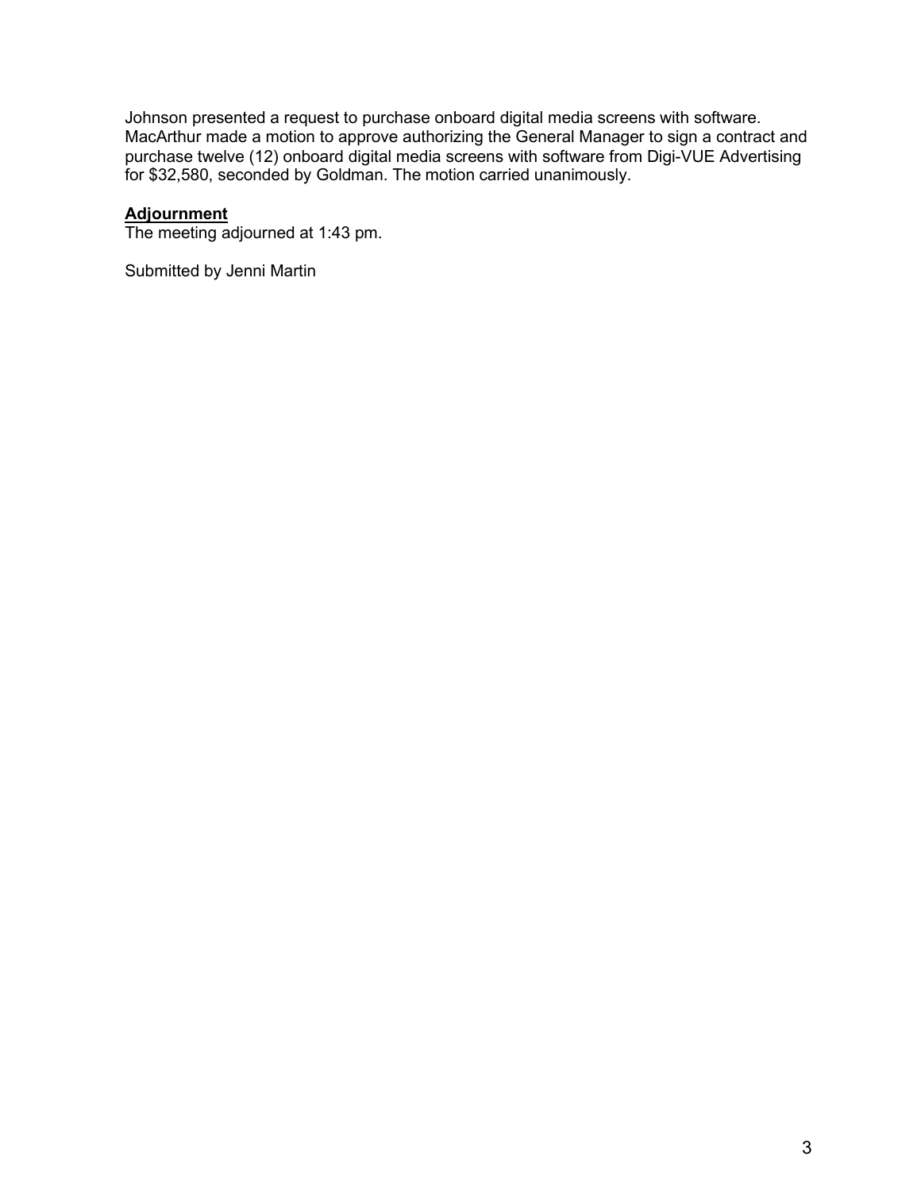Johnson presented a request to purchase onboard digital media screens with software. MacArthur made a motion to approve authorizing the General Manager to sign a contract and purchase twelve (12) onboard digital media screens with software from Digi-VUE Advertising for $32,580, seconded by Goldman. The motion carried unanimously.

**Adjournment**

The meeting adjourned at 1:43 pm.

Submitted by Jenni Martin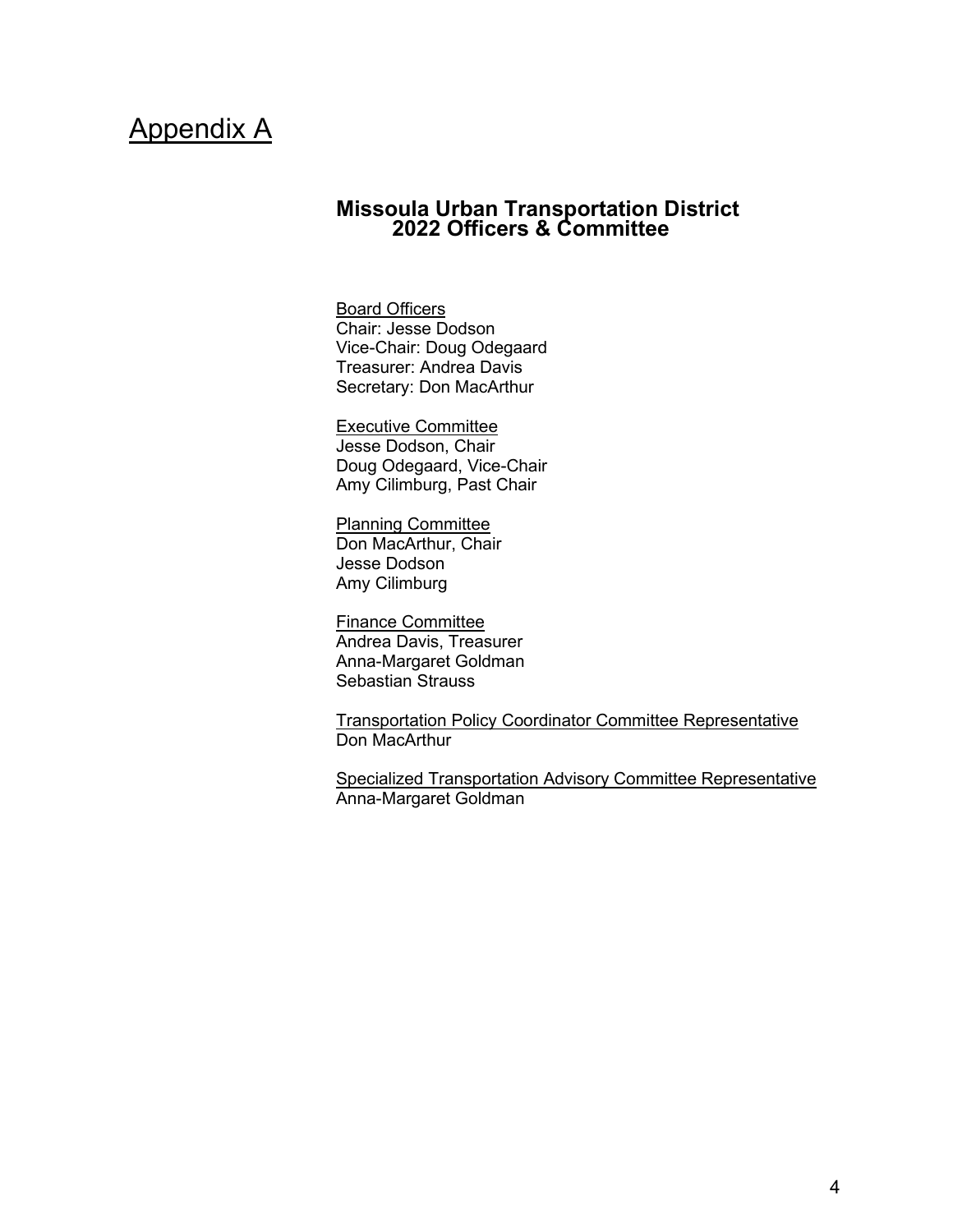# Appendix A

## Missoula Urban Transportation District 2022 Officers & Committee

Board Officers
Chair: Jesse Dodson
Vice-Chair: Doug Odegaard
Treasurer: Andrea Davis
Secretary: Don MacArthur

Executive Committee
Jesse Dodson, Chair
Doug Odegaard, Vice-Chair
Amy Cilimburg, Past Chair

Planning Committee
Don MacArthur, Chair
Jesse Dodson
Amy Cilimburg

Finance Committee
Andrea Davis, Treasurer
Anna-Margaret Goldman
Sebastian Strauss

Transportation Policy Coordinator Committee Representative
Don MacArthur

Specialized Transportation Advisory Committee Representative
Anna-Margaret Goldman